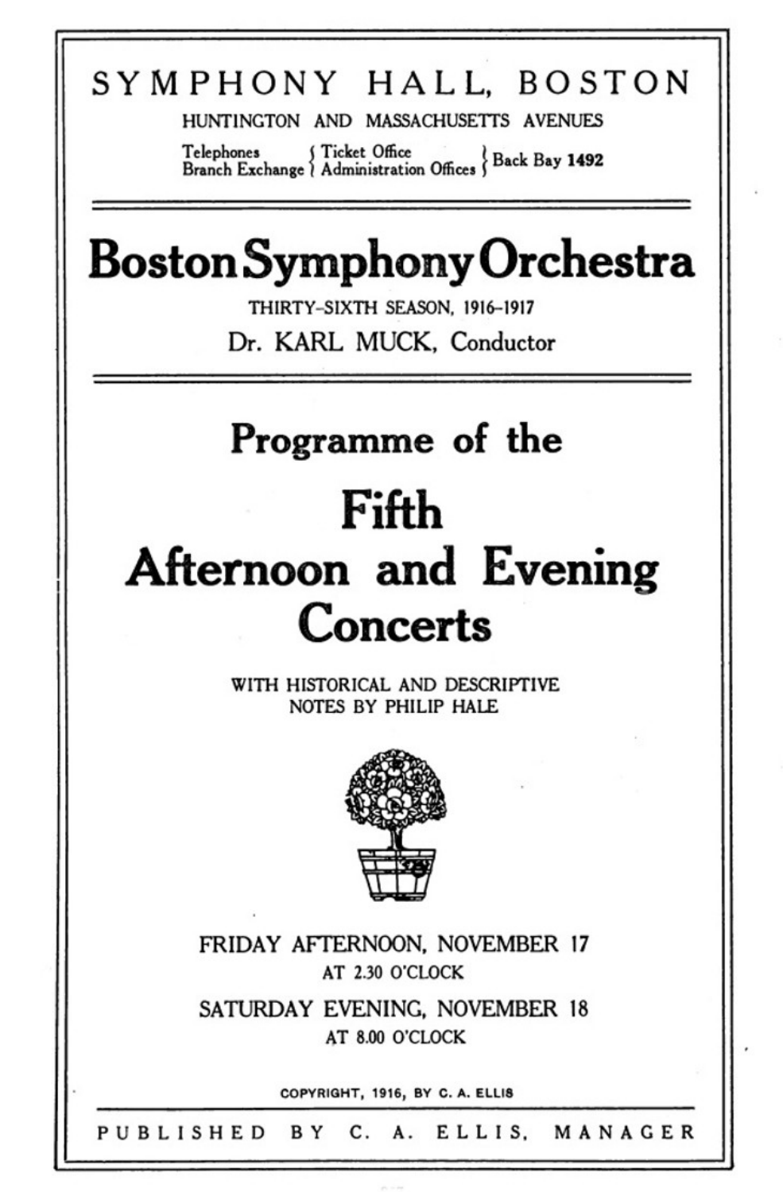# SYMPHONY HALL, BOSTON

HUNTINGTON AND MASSACHUSETTS AVENUES

Telephones { Ticket Office } Back Bay 1492
Branch Exchange { Administration Offices }

# Boston Symphony Orchestra

THIRTY-SIXTH SEASON, 1916-1917

Dr. KARL MUCK, Conductor

## Programme of the

# Fifth Afternoon and Evening Concerts

WITH HISTORICAL AND DESCRIPTIVE NOTES BY PHILIP HALE

FRIDAY AFTERNOON, NOVEMBER 17
AT 2.30 O'CLOCK

SATURDAY EVENING, NOVEMBER 18
AT 8.00 O'CLOCK

COPYRIGHT, 1916, BY C. A. ELLIS

PUBLISHED BY C. A. ELLIS, MANAGER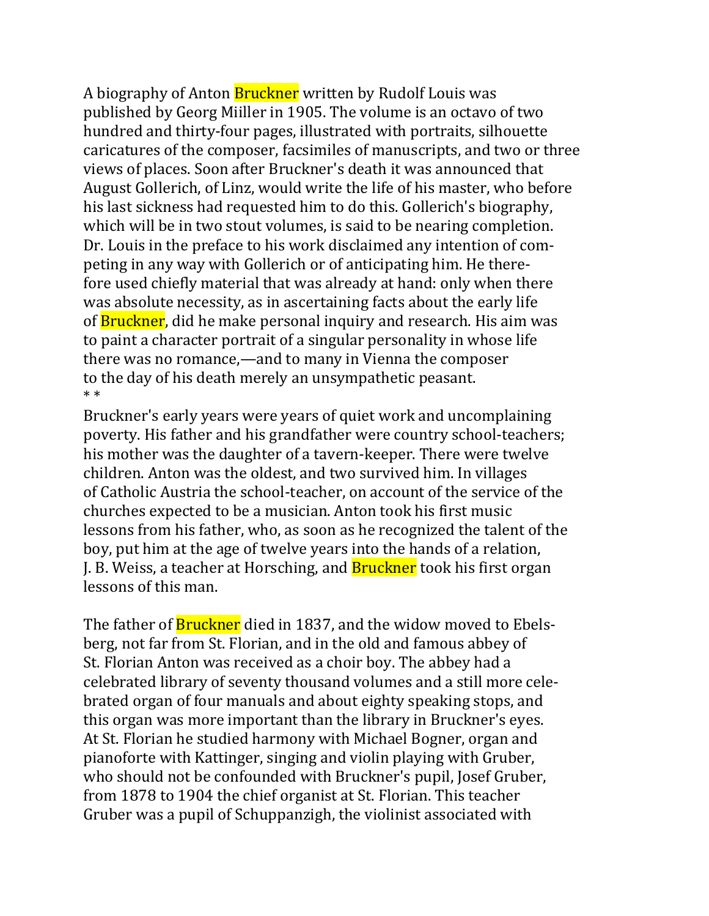A biography of Anton Bruckner written by Rudolf Louis was published by Georg Miiller in 1905. The volume is an octavo of two hundred and thirty-four pages, illustrated with portraits, silhouette caricatures of the composer, facsimiles of manuscripts, and two or three views of places. Soon after Bruckner's death it was announced that August Gollerich, of Linz, would write the life of his master, who before his last sickness had requested him to do this. Gollerich's biography, which will be in two stout volumes, is said to be nearing completion. Dr. Louis in the preface to his work disclaimed any intention of competing in any way with Gollerich or of anticipating him. He therefore used chiefly material that was already at hand: only when there was absolute necessity, as in ascertaining facts about the early life of Bruckner, did he make personal inquiry and research. His aim was to paint a character portrait of a singular personality in whose life there was no romance,—and to many in Vienna the composer to the day of his death merely an unsympathetic peasant.

* *

Bruckner's early years were years of quiet work and uncomplaining poverty. His father and his grandfather were country school-teachers; his mother was the daughter of a tavern-keeper. There were twelve children. Anton was the oldest, and two survived him. In villages of Catholic Austria the school-teacher, on account of the service of the churches expected to be a musician. Anton took his first music lessons from his father, who, as soon as he recognized the talent of the boy, put him at the age of twelve years into the hands of a relation, J. B. Weiss, a teacher at Horsching, and Bruckner took his first organ lessons of this man.

The father of Bruckner died in 1837, and the widow moved to Ebelsberg, not far from St. Florian, and in the old and famous abbey of St. Florian Anton was received as a choir boy. The abbey had a celebrated library of seventy thousand volumes and a still more celebrated organ of four manuals and about eighty speaking stops, and this organ was more important than the library in Bruckner's eyes. At St. Florian he studied harmony with Michael Bogner, organ and pianoforte with Kattinger, singing and violin playing with Gruber, who should not be confounded with Bruckner's pupil, Josef Gruber, from 1878 to 1904 the chief organist at St. Florian. This teacher Gruber was a pupil of Schuppanzigh, the violinist associated with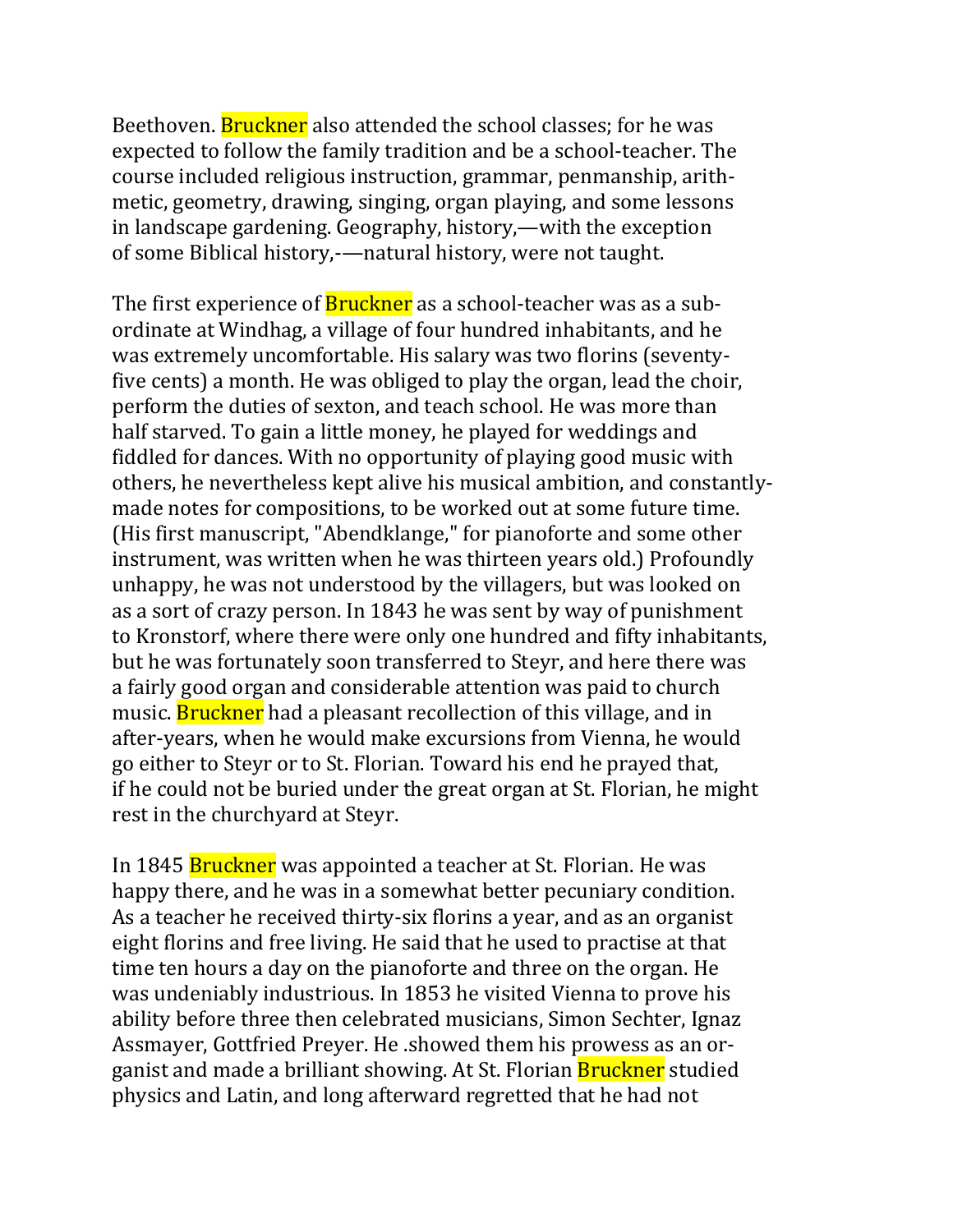Beethoven. Bruckner also attended the school classes; for he was expected to follow the family tradition and be a school-teacher. The course included religious instruction, grammar, penmanship, arithmetic, geometry, drawing, singing, organ playing, and some lessons in landscape gardening. Geography, history,—with the exception of some Biblical history,-—natural history, were not taught.

The first experience of Bruckner as a school-teacher was as a subordinate at Windhag, a village of four hundred inhabitants, and he was extremely uncomfortable. His salary was two florins (seventy-five cents) a month. He was obliged to play the organ, lead the choir, perform the duties of sexton, and teach school. He was more than half starved. To gain a little money, he played for weddings and fiddled for dances. With no opportunity of playing good music with others, he nevertheless kept alive his musical ambition, and constantly-made notes for compositions, to be worked out at some future time. (His first manuscript, "Abendklange," for pianoforte and some other instrument, was written when he was thirteen years old.) Profoundly unhappy, he was not understood by the villagers, but was looked on as a sort of crazy person. In 1843 he was sent by way of punishment to Kronstorf, where there were only one hundred and fifty inhabitants, but he was fortunately soon transferred to Steyr, and here there was a fairly good organ and considerable attention was paid to church music. Bruckner had a pleasant recollection of this village, and in after-years, when he would make excursions from Vienna, he would go either to Steyr or to St. Florian. Toward his end he prayed that, if he could not be buried under the great organ at St. Florian, he might rest in the churchyard at Steyr.

In 1845 Bruckner was appointed a teacher at St. Florian. He was happy there, and he was in a somewhat better pecuniary condition. As a teacher he received thirty-six florins a year, and as an organist eight florins and free living. He said that he used to practise at that time ten hours a day on the pianoforte and three on the organ. He was undeniably industrious. In 1853 he visited Vienna to prove his ability before three then celebrated musicians, Simon Sechter, Ignaz Assmayer, Gottfried Preyer. He .showed them his prowess as an organist and made a brilliant showing. At St. Florian Bruckner studied physics and Latin, and long afterward regretted that he had not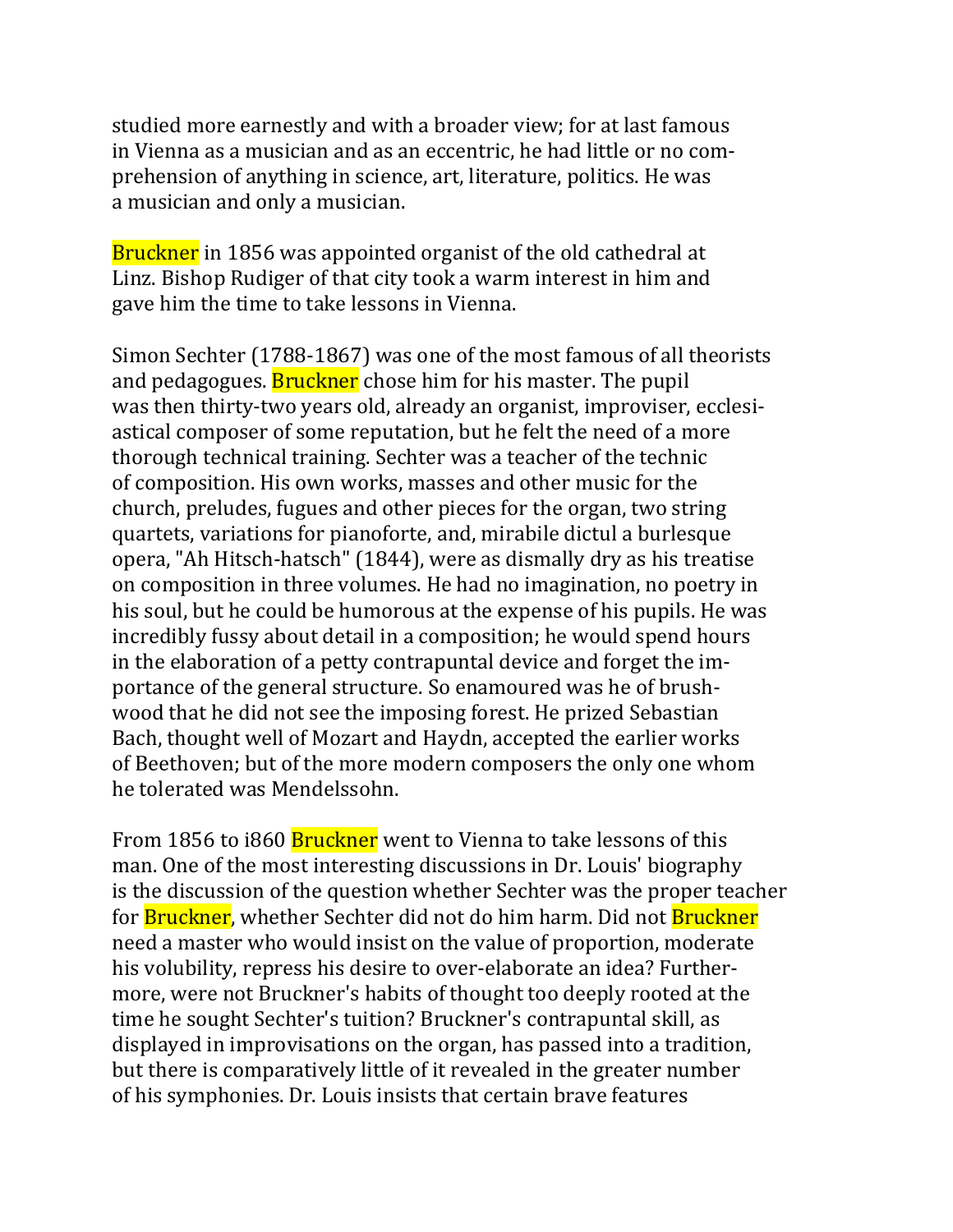studied more earnestly and with a broader view; for at last famous in Vienna as a musician and as an eccentric, he had little or no comprehension of anything in science, art, literature, politics. He was a musician and only a musician.

Bruckner in 1856 was appointed organist of the old cathedral at Linz. Bishop Rudiger of that city took a warm interest in him and gave him the time to take lessons in Vienna.

Simon Sechter (1788-1867) was one of the most famous of all theorists and pedagogues. Bruckner chose him for his master. The pupil was then thirty-two years old, already an organist, improviser, ecclesiastical composer of some reputation, but he felt the need of a more thorough technical training. Sechter was a teacher of the technic of composition. His own works, masses and other music for the church, preludes, fugues and other pieces for the organ, two string quartets, variations for pianoforte, and, mirabile dictul a burlesque opera, "Ah Hitsch-hatsch" (1844), were as dismally dry as his treatise on composition in three volumes. He had no imagination, no poetry in his soul, but he could be humorous at the expense of his pupils. He was incredibly fussy about detail in a composition; he would spend hours in the elaboration of a petty contrapuntal device and forget the importance of the general structure. So enamoured was he of brushwood that he did not see the imposing forest. He prized Sebastian Bach, thought well of Mozart and Haydn, accepted the earlier works of Beethoven; but of the more modern composers the only one whom he tolerated was Mendelssohn.

From 1856 to i860 Bruckner went to Vienna to take lessons of this man. One of the most interesting discussions in Dr. Louis' biography is the discussion of the question whether Sechter was the proper teacher for Bruckner, whether Sechter did not do him harm. Did not Bruckner need a master who would insist on the value of proportion, moderate his volubility, repress his desire to over-elaborate an idea? Furthermore, were not Bruckner's habits of thought too deeply rooted at the time he sought Sechter's tuition? Bruckner's contrapuntal skill, as displayed in improvisations on the organ, has passed into a tradition, but there is comparatively little of it revealed in the greater number of his symphonies. Dr. Louis insists that certain brave features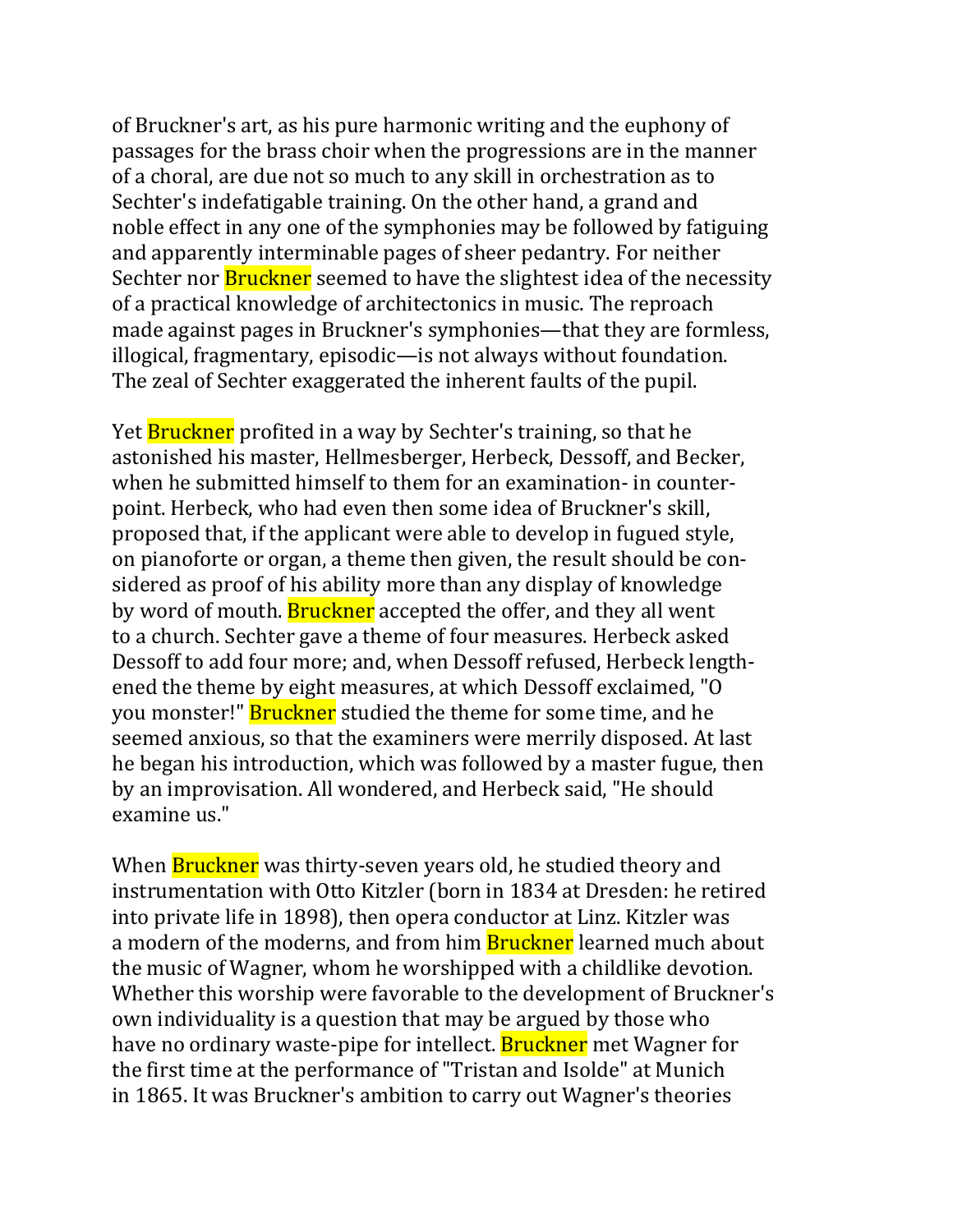of Bruckner's art, as his pure harmonic writing and the euphony of passages for the brass choir when the progressions are in the manner of a choral, are due not so much to any skill in orchestration as to Sechter's indefatigable training. On the other hand, a grand and noble effect in any one of the symphonies may be followed by fatiguing and apparently interminable pages of sheer pedantry. For neither Sechter nor Bruckner seemed to have the slightest idea of the necessity of a practical knowledge of architectonics in music. The reproach made against pages in Bruckner's symphonies—that they are formless, illogical, fragmentary, episodic—is not always without foundation. The zeal of Sechter exaggerated the inherent faults of the pupil.

Yet Bruckner profited in a way by Sechter's training, so that he astonished his master, Hellmesberger, Herbeck, Dessoff, and Becker, when he submitted himself to them for an examination- in counterpoint. Herbeck, who had even then some idea of Bruckner's skill, proposed that, if the applicant were able to develop in fugued style, on pianoforte or organ, a theme then given, the result should be considered as proof of his ability more than any display of knowledge by word of mouth. Bruckner accepted the offer, and they all went to a church. Sechter gave a theme of four measures. Herbeck asked Dessoff to add four more; and, when Dessoff refused, Herbeck lengthened the theme by eight measures, at which Dessoff exclaimed, "O you monster!" Bruckner studied the theme for some time, and he seemed anxious, so that the examiners were merrily disposed. At last he began his introduction, which was followed by a master fugue, then by an improvisation. All wondered, and Herbeck said, "He should examine us."

When Bruckner was thirty-seven years old, he studied theory and instrumentation with Otto Kitzler (born in 1834 at Dresden: he retired into private life in 1898), then opera conductor at Linz. Kitzler was a modern of the moderns, and from him Bruckner learned much about the music of Wagner, whom he worshipped with a childlike devotion. Whether this worship were favorable to the development of Bruckner's own individuality is a question that may be argued by those who have no ordinary waste-pipe for intellect. Bruckner met Wagner for the first time at the performance of "Tristan and Isolde" at Munich in 1865. It was Bruckner's ambition to carry out Wagner's theories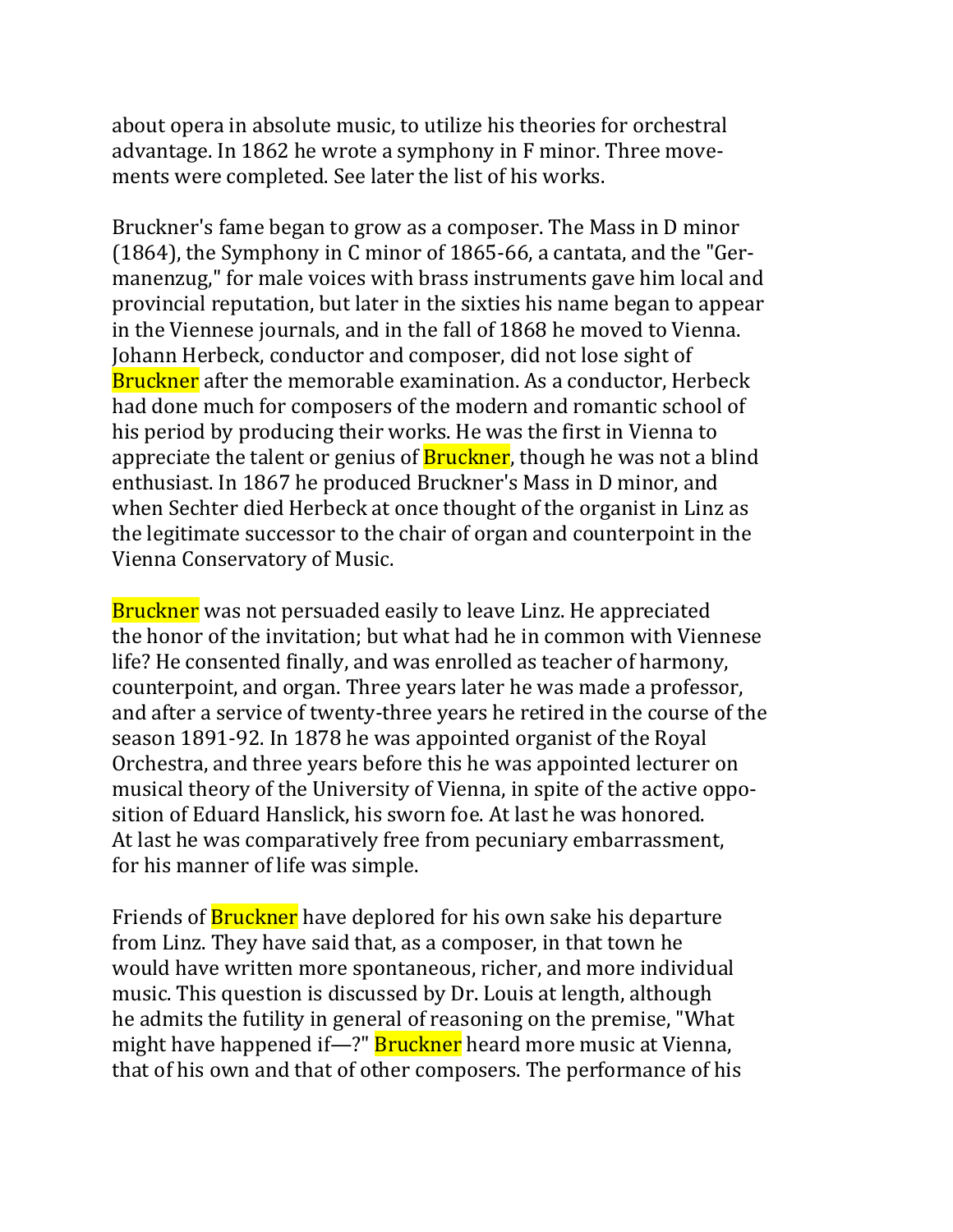about opera in absolute music, to utilize his theories for orchestral advantage. In 1862 he wrote a symphony in F minor. Three movements were completed. See later the list of his works.

Bruckner's fame began to grow as a composer. The Mass in D minor (1864), the Symphony in C minor of 1865-66, a cantata, and the "Germanenzug," for male voices with brass instruments gave him local and provincial reputation, but later in the sixties his name began to appear in the Viennese journals, and in the fall of 1868 he moved to Vienna. Johann Herbeck, conductor and composer, did not lose sight of Bruckner after the memorable examination. As a conductor, Herbeck had done much for composers of the modern and romantic school of his period by producing their works. He was the first in Vienna to appreciate the talent or genius of Bruckner, though he was not a blind enthusiast. In 1867 he produced Bruckner's Mass in D minor, and when Sechter died Herbeck at once thought of the organist in Linz as the legitimate successor to the chair of organ and counterpoint in the Vienna Conservatory of Music.

Bruckner was not persuaded easily to leave Linz. He appreciated the honor of the invitation; but what had he in common with Viennese life? He consented finally, and was enrolled as teacher of harmony, counterpoint, and organ. Three years later he was made a professor, and after a service of twenty-three years he retired in the course of the season 1891-92. In 1878 he was appointed organist of the Royal Orchestra, and three years before this he was appointed lecturer on musical theory of the University of Vienna, in spite of the active opposition of Eduard Hanslick, his sworn foe. At last he was honored. At last he was comparatively free from pecuniary embarrassment, for his manner of life was simple.

Friends of Bruckner have deplored for his own sake his departure from Linz. They have said that, as a composer, in that town he would have written more spontaneous, richer, and more individual music. This question is discussed by Dr. Louis at length, although he admits the futility in general of reasoning on the premise, "What might have happened if—?" Bruckner heard more music at Vienna, that of his own and that of other composers. The performance of his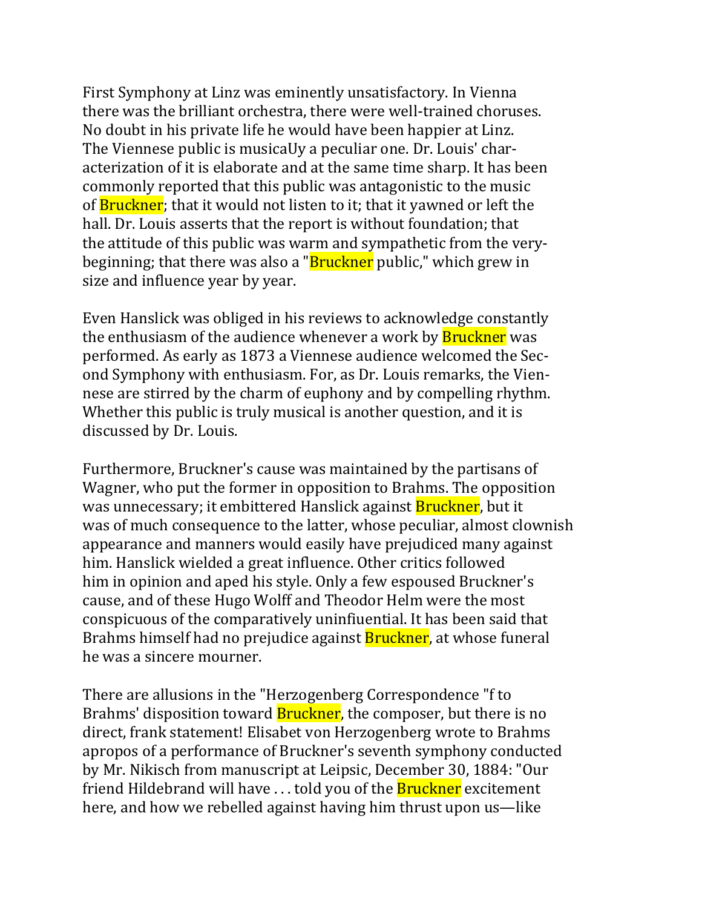First Symphony at Linz was eminently unsatisfactory. In Vienna there was the brilliant orchestra, there were well-trained choruses. No doubt in his private life he would have been happier at Linz. The Viennese public is musicaUy a peculiar one. Dr. Louis' characterization of it is elaborate and at the same time sharp. It has been commonly reported that this public was antagonistic to the music of Bruckner; that it would not listen to it; that it yawned or left the hall. Dr. Louis asserts that the report is without foundation; that the attitude of this public was warm and sympathetic from the very-beginning; that there was also a "Bruckner public," which grew in size and influence year by year.

Even Hanslick was obliged in his reviews to acknowledge constantly the enthusiasm of the audience whenever a work by Bruckner was performed. As early as 1873 a Viennese audience welcomed the Second Symphony with enthusiasm. For, as Dr. Louis remarks, the Viennese are stirred by the charm of euphony and by compelling rhythm. Whether this public is truly musical is another question, and it is discussed by Dr. Louis.

Furthermore, Bruckner's cause was maintained by the partisans of Wagner, who put the former in opposition to Brahms. The opposition was unnecessary; it embittered Hanslick against Bruckner, but it was of much consequence to the latter, whose peculiar, almost clownish appearance and manners would easily have prejudiced many against him. Hanslick wielded a great influence. Other critics followed him in opinion and aped his style. Only a few espoused Bruckner's cause, and of these Hugo Wolff and Theodor Helm were the most conspicuous of the comparatively uninfiuential. It has been said that Brahms himself had no prejudice against Bruckner, at whose funeral he was a sincere mourner.

There are allusions in the "Herzogenberg Correspondence "f to Brahms' disposition toward Bruckner, the composer, but there is no direct, frank statement! Elisabet von Herzogenberg wrote to Brahms apropos of a performance of Bruckner's seventh symphony conducted by Mr. Nikisch from manuscript at Leipsic, December 30, 1884: "Our friend Hildebrand will have . . . told you of the Bruckner excitement here, and how we rebelled against having him thrust upon us—like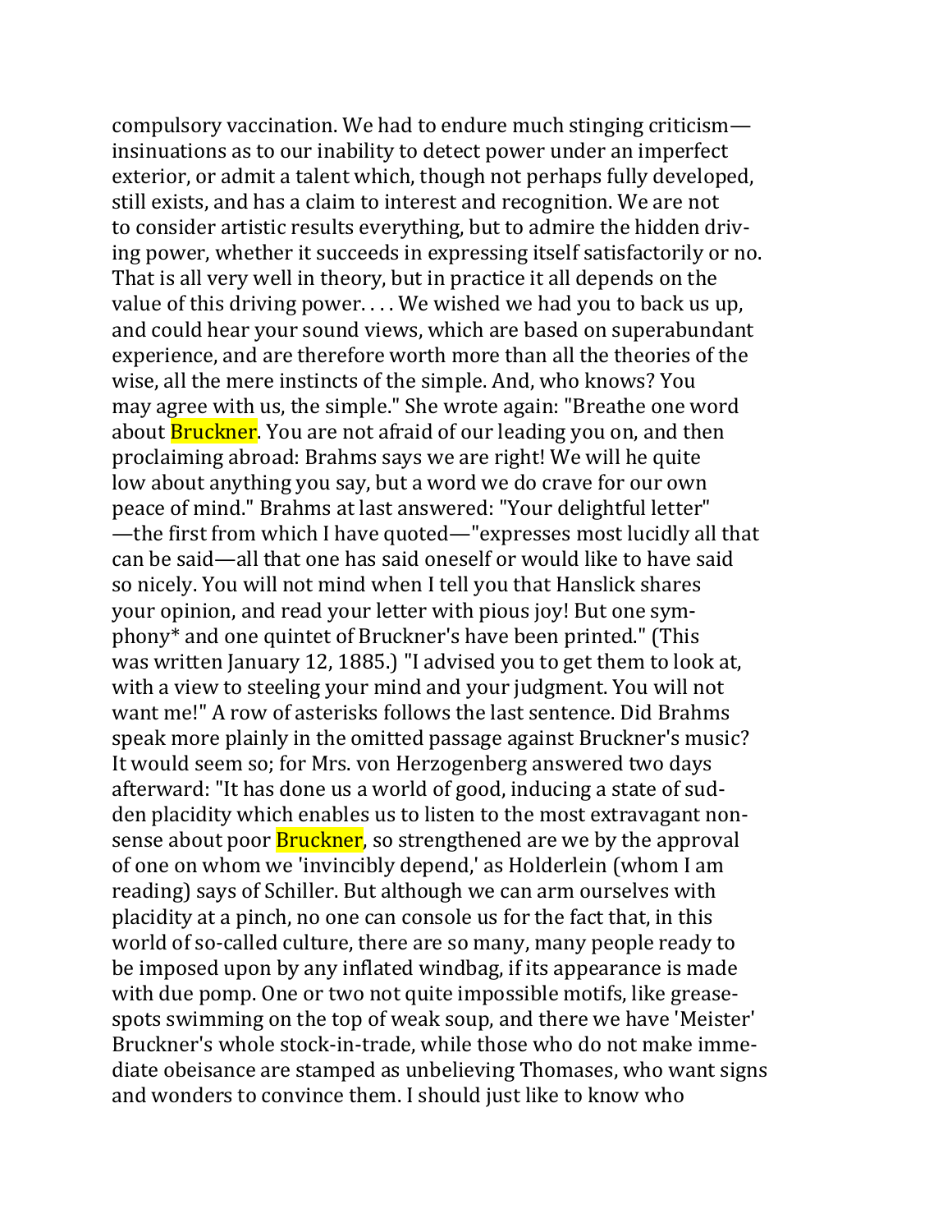compulsory vaccination. We had to endure much stinging criticism—insinuations as to our inability to detect power under an imperfect exterior, or admit a talent which, though not perhaps fully developed, still exists, and has a claim to interest and recognition. We are not to consider artistic results everything, but to admire the hidden driving power, whether it succeeds in expressing itself satisfactorily or no. That is all very well in theory, but in practice it all depends on the value of this driving power. . . . We wished we had you to back us up, and could hear your sound views, which are based on superabundant experience, and are therefore worth more than all the theories of the wise, all the mere instincts of the simple. And, who knows? You may agree with us, the simple." She wrote again: "Breathe one word about Bruckner. You are not afraid of our leading you on, and then proclaiming abroad: Brahms says we are right! We will he quite low about anything you say, but a word we do crave for our own peace of mind." Brahms at last answered: "Your delightful letter"—the first from which I have quoted—"expresses most lucidly all that can be said—all that one has said oneself or would like to have said so nicely. You will not mind when I tell you that Hanslick shares your opinion, and read your letter with pious joy! But one symphony* and one quintet of Bruckner's have been printed." (This was written January 12, 1885.) "I advised you to get them to look at, with a view to steeling your mind and your judgment. You will not want me!" A row of asterisks follows the last sentence. Did Brahms speak more plainly in the omitted passage against Bruckner's music? It would seem so; for Mrs. von Herzogenberg answered two days afterward: "It has done us a world of good, inducing a state of sudden placidity which enables us to listen to the most extravagant nonsense about poor Bruckner, so strengthened are we by the approval of one on whom we 'invincibly depend,' as Holderlein (whom I am reading) says of Schiller. But although we can arm ourselves with placidity at a pinch, no one can console us for the fact that, in this world of so-called culture, there are so many, many people ready to be imposed upon by any inflated windbag, if its appearance is made with due pomp. One or two not quite impossible motifs, like grease-spots swimming on the top of weak soup, and there we have 'Meister' Bruckner's whole stock-in-trade, while those who do not make immediate obeisance are stamped as unbelieving Thomases, who want signs and wonders to convince them. I should just like to know who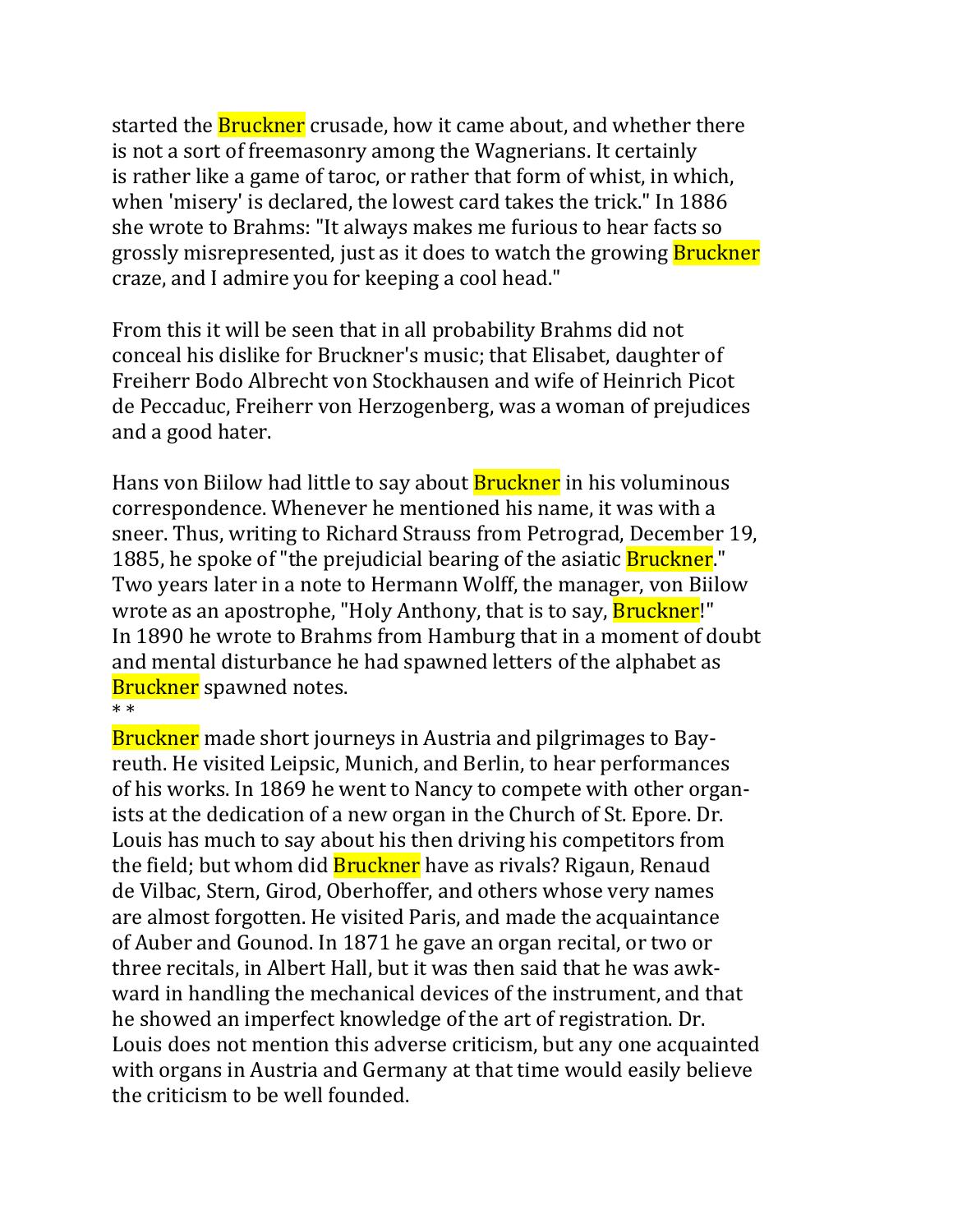started the Bruckner crusade, how it came about, and whether there is not a sort of freemasonry among the Wagnerians. It certainly is rather like a game of taroc, or rather that form of whist, in which, when 'misery' is declared, the lowest card takes the trick." In 1886 she wrote to Brahms: "It always makes me furious to hear facts so grossly misrepresented, just as it does to watch the growing Bruckner craze, and I admire you for keeping a cool head."

From this it will be seen that in all probability Brahms did not conceal his dislike for Bruckner's music; that Elisabet, daughter of Freiherr Bodo Albrecht von Stockhausen and wife of Heinrich Picot de Peccaduc, Freiherr von Herzogenberg, was a woman of prejudices and a good hater.

Hans von Biilow had little to say about Bruckner in his voluminous correspondence. Whenever he mentioned his name, it was with a sneer. Thus, writing to Richard Strauss from Petrograd, December 19, 1885, he spoke of "the prejudicial bearing of the asiatic Bruckner." Two years later in a note to Hermann Wolff, the manager, von Biilow wrote as an apostrophe, "Holy Anthony, that is to say, Bruckner!" In 1890 he wrote to Brahms from Hamburg that in a moment of doubt and mental disturbance he had spawned letters of the alphabet as Bruckner spawned notes.

* *

Bruckner made short journeys in Austria and pilgrimages to Bayreuth. He visited Leipsic, Munich, and Berlin, to hear performances of his works. In 1869 he went to Nancy to compete with other organists at the dedication of a new organ in the Church of St. Epore. Dr. Louis has much to say about his then driving his competitors from the field; but whom did Bruckner have as rivals? Rigaun, Renaud de Vilbac, Stern, Girod, Oberhoffer, and others whose very names are almost forgotten. He visited Paris, and made the acquaintance of Auber and Gounod. In 1871 he gave an organ recital, or two or three recitals, in Albert Hall, but it was then said that he was awkward in handling the mechanical devices of the instrument, and that he showed an imperfect knowledge of the art of registration. Dr. Louis does not mention this adverse criticism, but any one acquainted with organs in Austria and Germany at that time would easily believe the criticism to be well founded.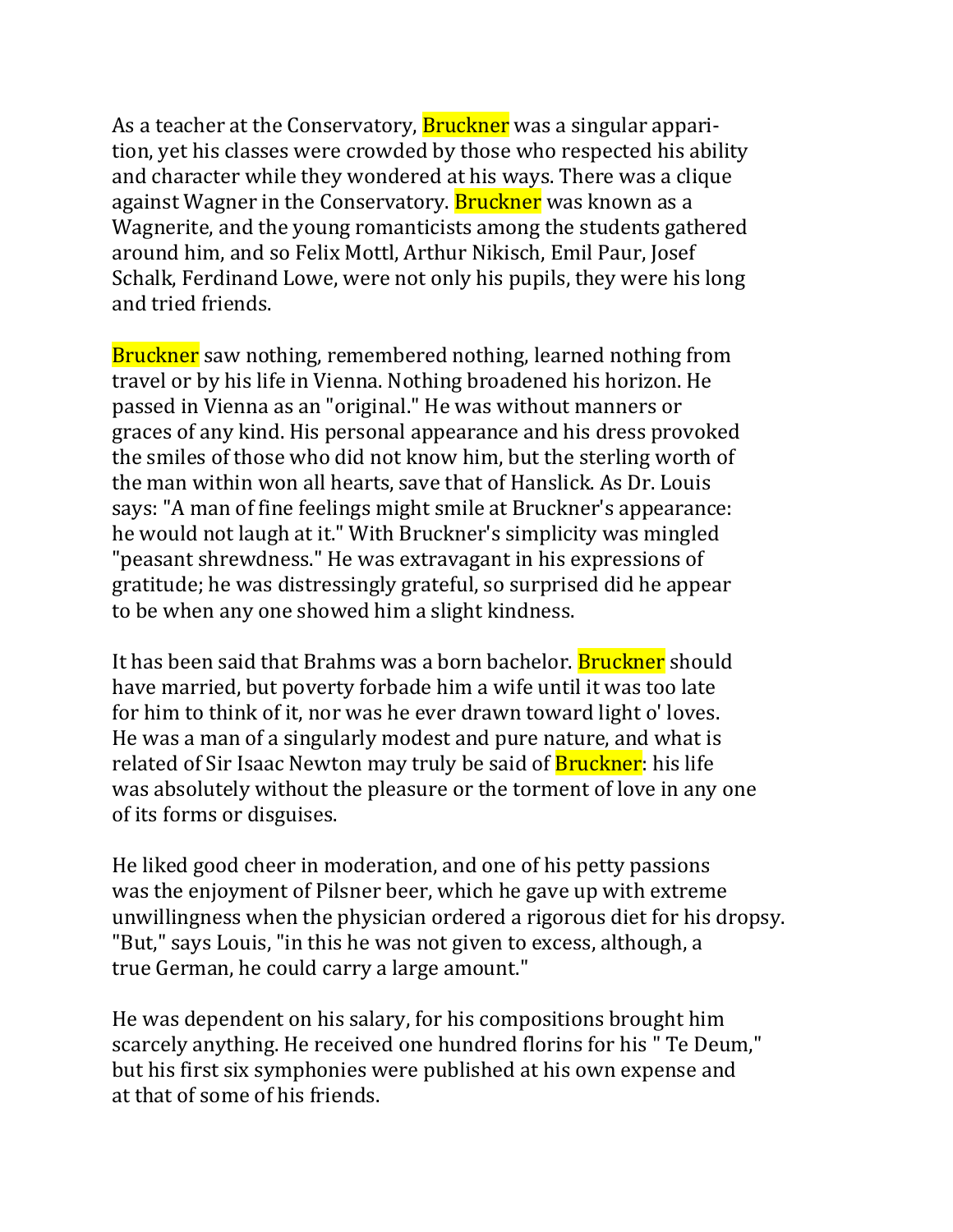As a teacher at the Conservatory, Bruckner was a singular apparition, yet his classes were crowded by those who respected his ability and character while they wondered at his ways. There was a clique against Wagner in the Conservatory. Bruckner was known as a Wagnerite, and the young romanticists among the students gathered around him, and so Felix Mottl, Arthur Nikisch, Emil Paur, Josef Schalk, Ferdinand Lowe, were not only his pupils, they were his long and tried friends.

Bruckner saw nothing, remembered nothing, learned nothing from travel or by his life in Vienna. Nothing broadened his horizon. He passed in Vienna as an "original." He was without manners or graces of any kind. His personal appearance and his dress provoked the smiles of those who did not know him, but the sterling worth of the man within won all hearts, save that of Hanslick. As Dr. Louis says: "A man of fine feelings might smile at Bruckner's appearance: he would not laugh at it." With Bruckner's simplicity was mingled "peasant shrewdness." He was extravagant in his expressions of gratitude; he was distressingly grateful, so surprised did he appear to be when any one showed him a slight kindness.

It has been said that Brahms was a born bachelor. Bruckner should have married, but poverty forbade him a wife until it was too late for him to think of it, nor was he ever drawn toward light o' loves. He was a man of a singularly modest and pure nature, and what is related of Sir Isaac Newton may truly be said of Bruckner: his life was absolutely without the pleasure or the torment of love in any one of its forms or disguises.

He liked good cheer in moderation, and one of his petty passions was the enjoyment of Pilsner beer, which he gave up with extreme unwillingness when the physician ordered a rigorous diet for his dropsy. "But," says Louis, "in this he was not given to excess, although, a true German, he could carry a large amount."

He was dependent on his salary, for his compositions brought him scarcely anything. He received one hundred florins for his " Te Deum," but his first six symphonies were published at his own expense and at that of some of his friends.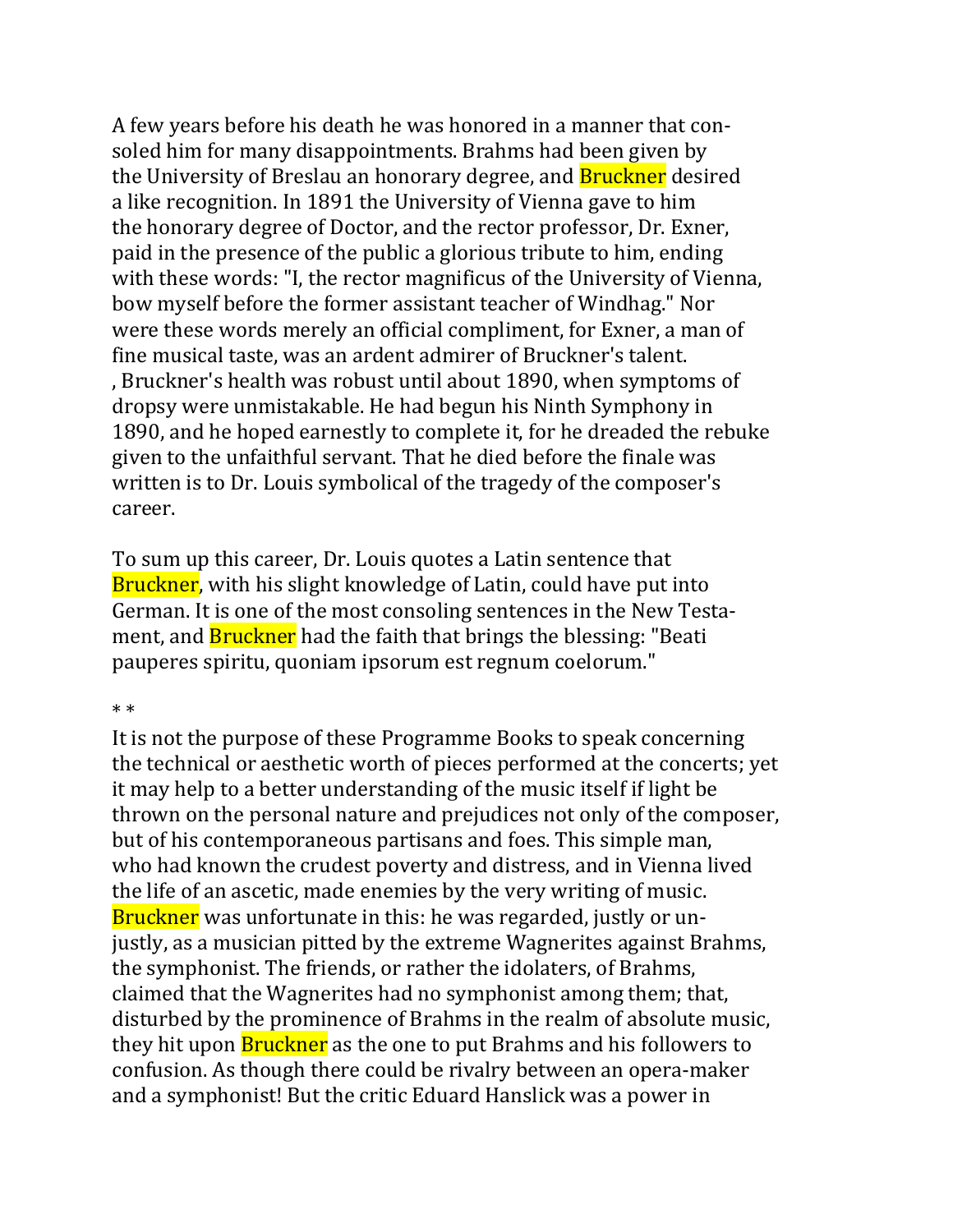A few years before his death he was honored in a manner that consoled him for many disappointments. Brahms had been given by the University of Breslau an honorary degree, and Bruckner desired a like recognition. In 1891 the University of Vienna gave to him the honorary degree of Doctor, and the rector professor, Dr. Exner, paid in the presence of the public a glorious tribute to him, ending with these words: "I, the rector magnificus of the University of Vienna, bow myself before the former assistant teacher of Windhag." Nor were these words merely an official compliment, for Exner, a man of fine musical taste, was an ardent admirer of Bruckner's talent.
, Bruckner's health was robust until about 1890, when symptoms of dropsy were unmistakable. He had begun his Ninth Symphony in 1890, and he hoped earnestly to complete it, for he dreaded the rebuke given to the unfaithful servant. That he died before the finale was written is to Dr. Louis symbolical of the tragedy of the composer's career.

To sum up this career, Dr. Louis quotes a Latin sentence that Bruckner, with his slight knowledge of Latin, could have put into German. It is one of the most consoling sentences in the New Testament, and Bruckner had the faith that brings the blessing: "Beati pauperes spiritu, quoniam ipsorum est regnum coelorum."

* *

It is not the purpose of these Programme Books to speak concerning the technical or aesthetic worth of pieces performed at the concerts; yet it may help to a better understanding of the music itself if light be thrown on the personal nature and prejudices not only of the composer, but of his contemporaneous partisans and foes. This simple man, who had known the crudest poverty and distress, and in Vienna lived the life of an ascetic, made enemies by the very writing of music. Bruckner was unfortunate in this: he was regarded, justly or unjustly, as a musician pitted by the extreme Wagnerites against Brahms, the symphonist. The friends, or rather the idolaters, of Brahms, claimed that the Wagnerites had no symphonist among them; that, disturbed by the prominence of Brahms in the realm of absolute music, they hit upon Bruckner as the one to put Brahms and his followers to confusion. As though there could be rivalry between an opera-maker and a symphonist! But the critic Eduard Hanslick was a power in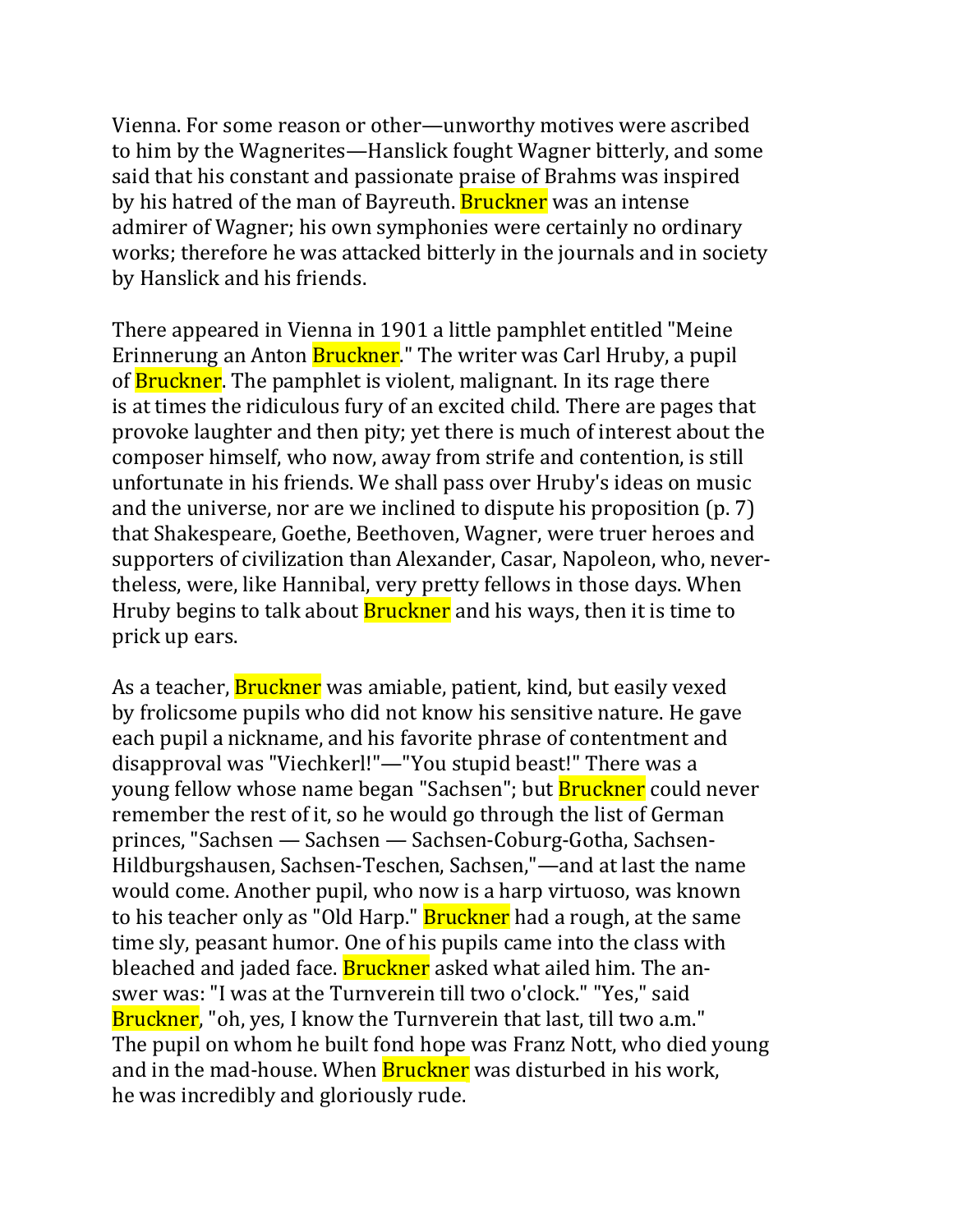Vienna. For some reason or other—unworthy motives were ascribed to him by the Wagnerites—Hanslick fought Wagner bitterly, and some said that his constant and passionate praise of Brahms was inspired by his hatred of the man of Bayreuth. Bruckner was an intense admirer of Wagner; his own symphonies were certainly no ordinary works; therefore he was attacked bitterly in the journals and in society by Hanslick and his friends.

There appeared in Vienna in 1901 a little pamphlet entitled "Meine Erinnerung an Anton Bruckner." The writer was Carl Hruby, a pupil of Bruckner. The pamphlet is violent, malignant. In its rage there is at times the ridiculous fury of an excited child. There are pages that provoke laughter and then pity; yet there is much of interest about the composer himself, who now, away from strife and contention, is still unfortunate in his friends. We shall pass over Hruby's ideas on music and the universe, nor are we inclined to dispute his proposition (p. 7) that Shakespeare, Goethe, Beethoven, Wagner, were truer heroes and supporters of civilization than Alexander, Casar, Napoleon, who, nevertheless, were, like Hannibal, very pretty fellows in those days. When Hruby begins to talk about Bruckner and his ways, then it is time to prick up ears.

As a teacher, Bruckner was amiable, patient, kind, but easily vexed by frolicsome pupils who did not know his sensitive nature. He gave each pupil a nickname, and his favorite phrase of contentment and disapproval was "Viechkerl!"—"You stupid beast!" There was a young fellow whose name began "Sachsen"; but Bruckner could never remember the rest of it, so he would go through the list of German princes, "Sachsen — Sachsen — Sachsen-Coburg-Gotha, Sachsen-Hildburgshausen, Sachsen-Teschen, Sachsen,"—and at last the name would come. Another pupil, who now is a harp virtuoso, was known to his teacher only as "Old Harp." Bruckner had a rough, at the same time sly, peasant humor. One of his pupils came into the class with bleached and jaded face. Bruckner asked what ailed him. The answer was: "I was at the Turnverein till two o'clock." "Yes," said Bruckner, "oh, yes, I know the Turnverein that last, till two a.m." The pupil on whom he built fond hope was Franz Nott, who died young and in the mad-house. When Bruckner was disturbed in his work, he was incredibly and gloriously rude.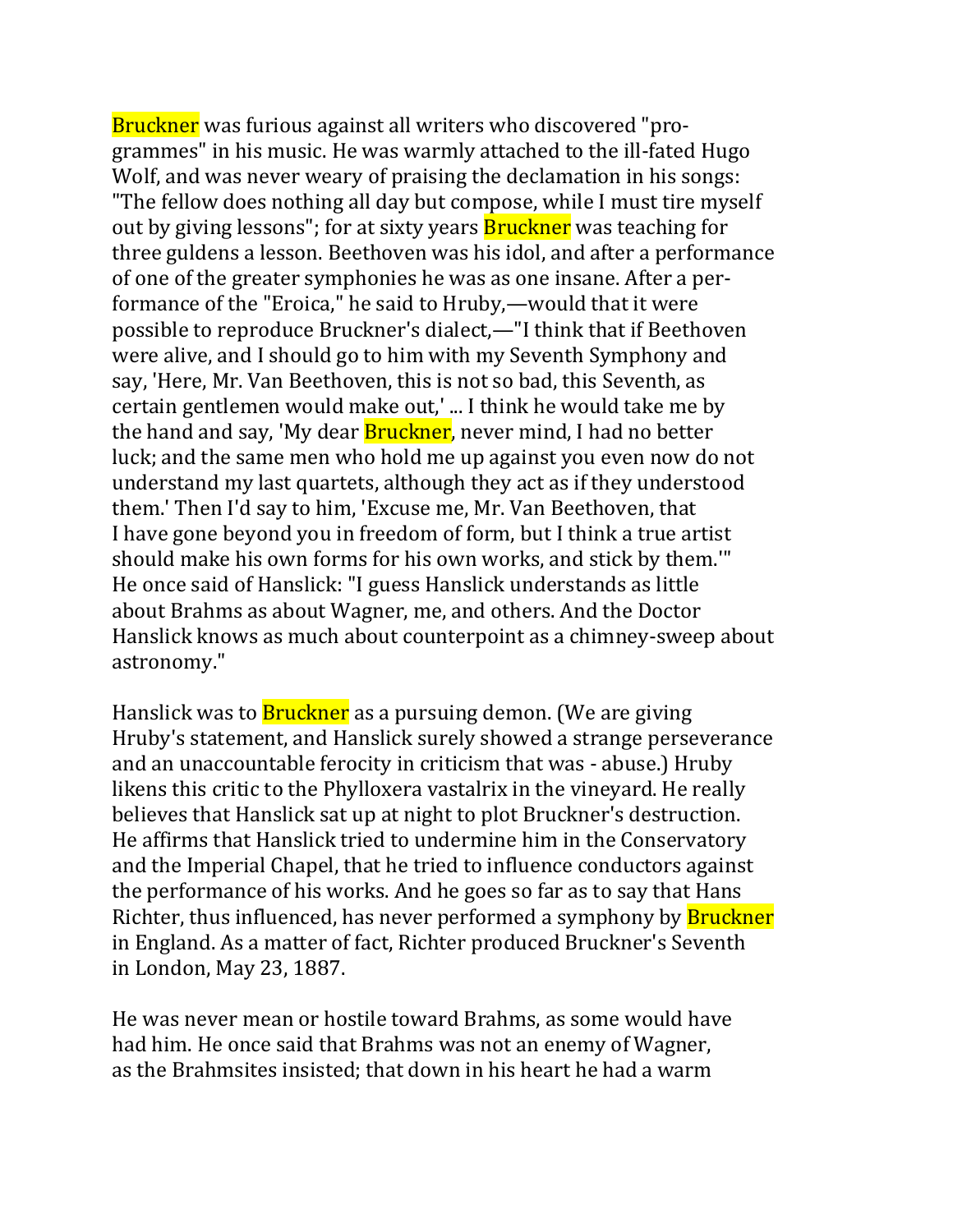Bruckner was furious against all writers who discovered "programmes" in his music. He was warmly attached to the ill-fated Hugo Wolf, and was never weary of praising the declamation in his songs: "The fellow does nothing all day but compose, while I must tire myself out by giving lessons"; for at sixty years Bruckner was teaching for three guldens a lesson. Beethoven was his idol, and after a performance of one of the greater symphonies he was as one insane. After a performance of the "Eroica," he said to Hruby,—would that it were possible to reproduce Bruckner's dialect,—"I think that if Beethoven were alive, and I should go to him with my Seventh Symphony and say, 'Here, Mr. Van Beethoven, this is not so bad, this Seventh, as certain gentlemen would make out,' ... I think he would take me by the hand and say, 'My dear Bruckner, never mind, I had no better luck; and the same men who hold me up against you even now do not understand my last quartets, although they act as if they understood them.' Then I'd say to him, 'Excuse me, Mr. Van Beethoven, that I have gone beyond you in freedom of form, but I think a true artist should make his own forms for his own works, and stick by them.'" He once said of Hanslick: "I guess Hanslick understands as little about Brahms as about Wagner, me, and others. And the Doctor Hanslick knows as much about counterpoint as a chimney-sweep about astronomy."

Hanslick was to Bruckner as a pursuing demon. (We are giving Hruby's statement, and Hanslick surely showed a strange perseverance and an unaccountable ferocity in criticism that was - abuse.) Hruby likens this critic to the Phylloxera vastalrix in the vineyard. He really believes that Hanslick sat up at night to plot Bruckner's destruction. He affirms that Hanslick tried to undermine him in the Conservatory and the Imperial Chapel, that he tried to influence conductors against the performance of his works. And he goes so far as to say that Hans Richter, thus influenced, has never performed a symphony by Bruckner in England. As a matter of fact, Richter produced Bruckner's Seventh in London, May 23, 1887.

He was never mean or hostile toward Brahms, as some would have had him. He once said that Brahms was not an enemy of Wagner, as the Brahmsites insisted; that down in his heart he had a warm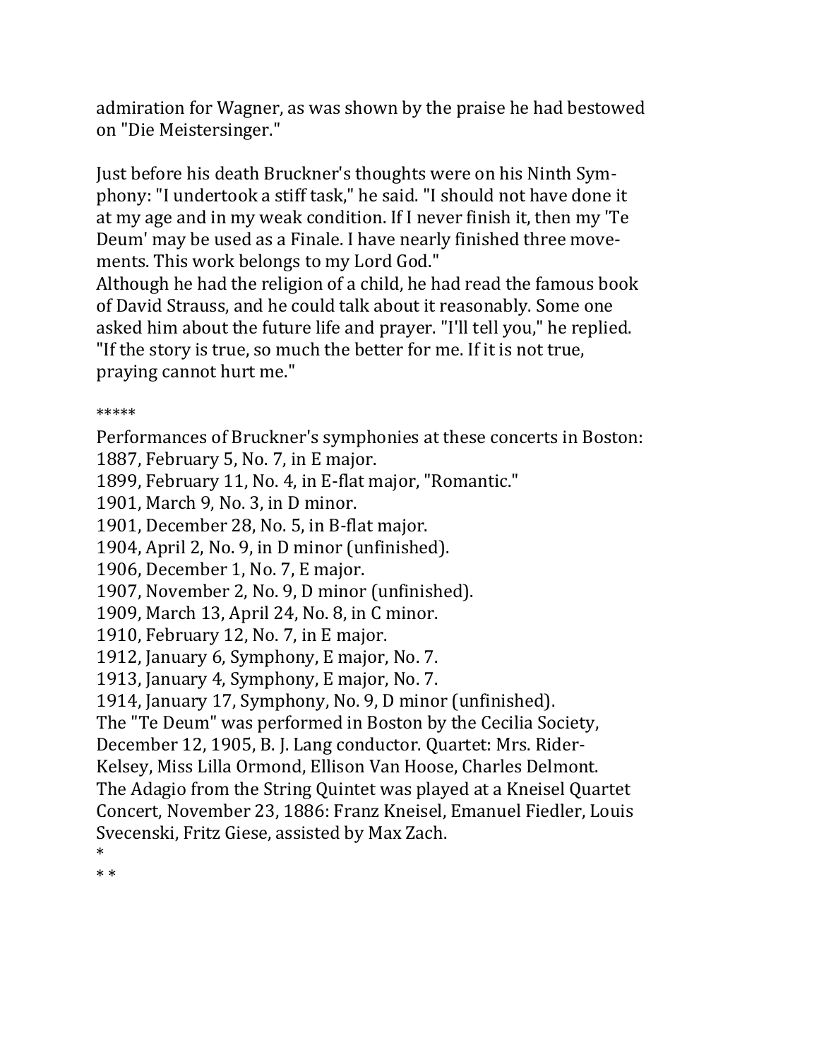admiration for Wagner, as was shown by the praise he had bestowed on "Die Meistersinger."

Just before his death Bruckner's thoughts were on his Ninth Symphony: "I undertook a stiff task," he said. "I should not have done it at my age and in my weak condition. If I never finish it, then my 'Te Deum' may be used as a Finale. I have nearly finished three movements. This work belongs to my Lord God."
Although he had the religion of a child, he had read the famous book of David Strauss, and he could talk about it reasonably. Some one asked him about the future life and prayer. "I'll tell you," he replied. "If the story is true, so much the better for me. If it is not true, praying cannot hurt me."

*****

Performances of Bruckner's symphonies at these concerts in Boston:
1887, February 5, No. 7, in E major.
1899, February 11, No. 4, in E-flat major, "Romantic."
1901, March 9, No. 3, in D minor.
1901, December 28, No. 5, in B-flat major.
1904, April 2, No. 9, in D minor (unfinished).
1906, December 1, No. 7, E major.
1907, November 2, No. 9, D minor (unfinished).
1909, March 13, April 24, No. 8, in C minor.
1910, February 12, No. 7, in E major.
1912, January 6, Symphony, E major, No. 7.
1913, January 4, Symphony, E major, No. 7.
1914, January 17, Symphony, No. 9, D minor (unfinished).
The "Te Deum" was performed in Boston by the Cecilia Society, December 12, 1905, B. J. Lang conductor. Quartet: Mrs. Rider-Kelsey, Miss Lilla Ormond, Ellison Van Hoose, Charles Delmont.
The Adagio from the String Quintet was played at a Kneisel Quartet Concert, November 23, 1886: Franz Kneisel, Emanuel Fiedler, Louis Svecenski, Fritz Giese, assisted by Max Zach.
*
* *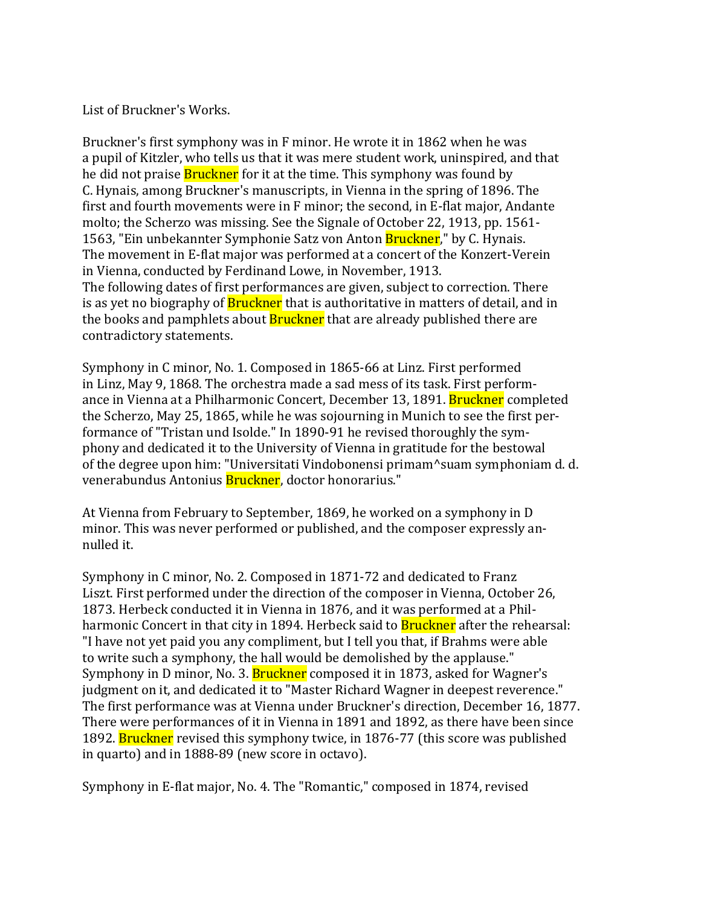List of Bruckner's Works.

Bruckner's first symphony was in F minor. He wrote it in 1862 when he was a pupil of Kitzler, who tells us that it was mere student work, uninspired, and that he did not praise Bruckner for it at the time. This symphony was found by C. Hynais, among Bruckner's manuscripts, in Vienna in the spring of 1896. The first and fourth movements were in F minor; the second, in E-flat major, Andante molto; the Scherzo was missing. See the Signale of October 22, 1913, pp. 1561-1563, "Ein unbekannter Symphonie Satz von Anton Bruckner," by C. Hynais. The movement in E-flat major was performed at a concert of the Konzert-Verein in Vienna, conducted by Ferdinand Lowe, in November, 1913.
The following dates of first performances are given, subject to correction. There is as yet no biography of Bruckner that is authoritative in matters of detail, and in the books and pamphlets about Bruckner that are already published there are contradictory statements.

Symphony in C minor, No. 1. Composed in 1865-66 at Linz. First performed in Linz, May 9, 1868. The orchestra made a sad mess of its task. First performance in Vienna at a Philharmonic Concert, December 13, 1891. Bruckner completed the Scherzo, May 25, 1865, while he was sojourning in Munich to see the first performance of "Tristan und Isolde." In 1890-91 he revised thoroughly the symphony and dedicated it to the University of Vienna in gratitude for the bestowal of the degree upon him: "Universitati Vindobonensi primam^suam symphoniam d. d. venerabundus Antonius Bruckner, doctor honorarius."

At Vienna from February to September, 1869, he worked on a symphony in D minor. This was never performed or published, and the composer expressly annulled it.

Symphony in C minor, No. 2. Composed in 1871-72 and dedicated to Franz Liszt. First performed under the direction of the composer in Vienna, October 26, 1873. Herbeck conducted it in Vienna in 1876, and it was performed at a Philharmonic Concert in that city in 1894. Herbeck said to Bruckner after the rehearsal: "I have not yet paid you any compliment, but I tell you that, if Brahms were able to write such a symphony, the hall would be demolished by the applause."
Symphony in D minor, No. 3. Bruckner composed it in 1873, asked for Wagner's judgment on it, and dedicated it to "Master Richard Wagner in deepest reverence." The first performance was at Vienna under Bruckner's direction, December 16, 1877. There were performances of it in Vienna in 1891 and 1892, as there have been since 1892. Bruckner revised this symphony twice, in 1876-77 (this score was published in quarto) and in 1888-89 (new score in octavo).

Symphony in E-flat major, No. 4. The "Romantic," composed in 1874, revised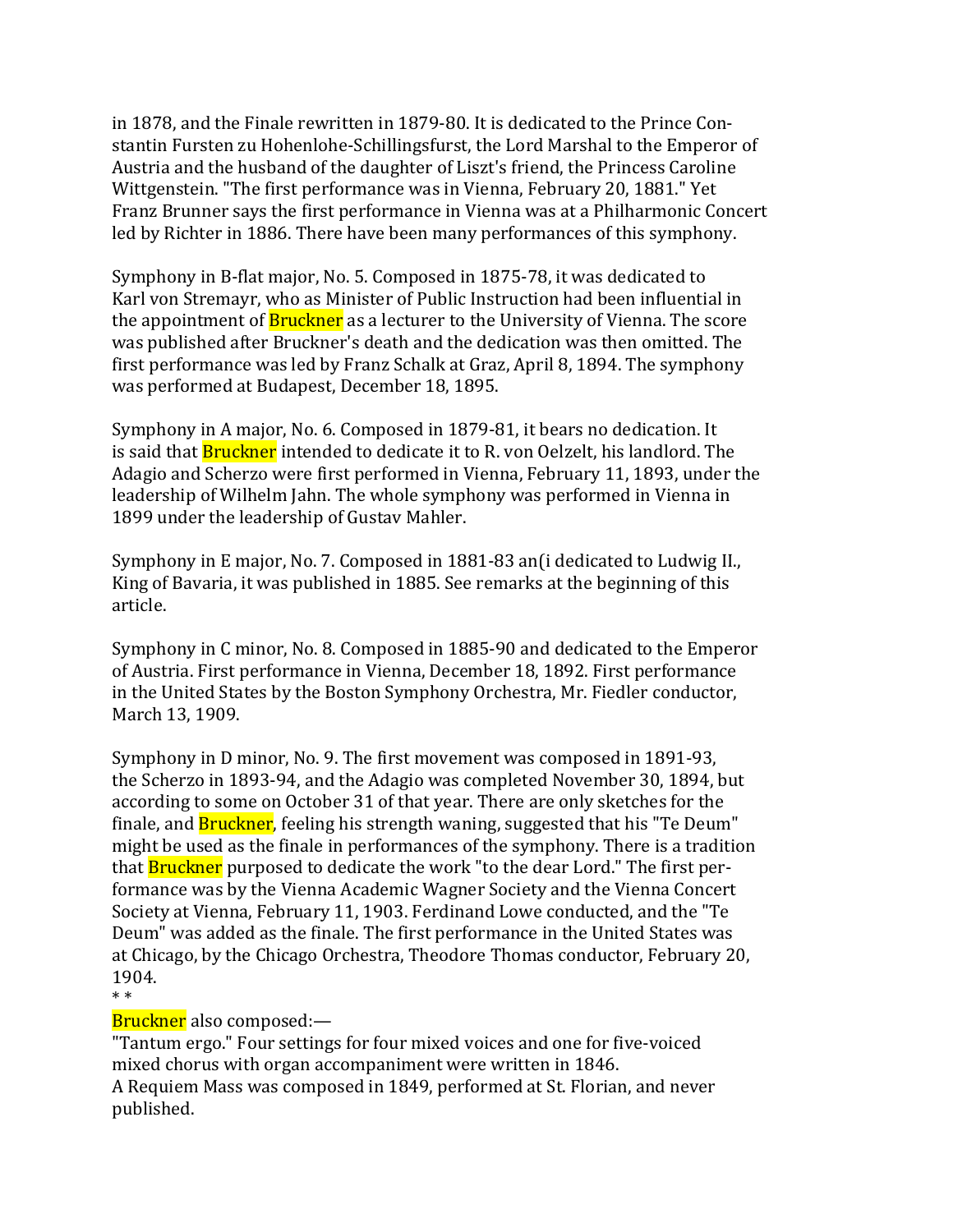in 1878, and the Finale rewritten in 1879-80. It is dedicated to the Prince Constantin Fursten zu Hohenlohe-Schillingsfurst, the Lord Marshal to the Emperor of Austria and the husband of the daughter of Liszt's friend, the Princess Caroline Wittgenstein. "The first performance was in Vienna, February 20, 1881." Yet Franz Brunner says the first performance in Vienna was at a Philharmonic Concert led by Richter in 1886. There have been many performances of this symphony.

Symphony in B-flat major, No. 5. Composed in 1875-78, it was dedicated to Karl von Stremayr, who as Minister of Public Instruction had been influential in the appointment of Bruckner as a lecturer to the University of Vienna. The score was published after Bruckner's death and the dedication was then omitted. The first performance was led by Franz Schalk at Graz, April 8, 1894. The symphony was performed at Budapest, December 18, 1895.

Symphony in A major, No. 6. Composed in 1879-81, it bears no dedication. It is said that Bruckner intended to dedicate it to R. von Oelzelt, his landlord. The Adagio and Scherzo were first performed in Vienna, February 11, 1893, under the leadership of Wilhelm Jahn. The whole symphony was performed in Vienna in 1899 under the leadership of Gustav Mahler.

Symphony in E major, No. 7. Composed in 1881-83 an(i dedicated to Ludwig II., King of Bavaria, it was published in 1885. See remarks at the beginning of this article.

Symphony in C minor, No. 8. Composed in 1885-90 and dedicated to the Emperor of Austria. First performance in Vienna, December 18, 1892. First performance in the United States by the Boston Symphony Orchestra, Mr. Fiedler conductor, March 13, 1909.

Symphony in D minor, No. 9. The first movement was composed in 1891-93, the Scherzo in 1893-94, and the Adagio was completed November 30, 1894, but according to some on October 31 of that year. There are only sketches for the finale, and Bruckner, feeling his strength waning, suggested that his "Te Deum" might be used as the finale in performances of the symphony. There is a tradition that Bruckner purposed to dedicate the work "to the dear Lord." The first performance was by the Vienna Academic Wagner Society and the Vienna Concert Society at Vienna, February 11, 1903. Ferdinand Lowe conducted, and the "Te Deum" was added as the finale. The first performance in the United States was at Chicago, by the Chicago Orchestra, Theodore Thomas conductor, February 20, 1904.

* *

Bruckner also composed:—

"Tantum ergo." Four settings for four mixed voices and one for five-voiced mixed chorus with organ accompaniment were written in 1846.

A Requiem Mass was composed in 1849, performed at St. Florian, and never published.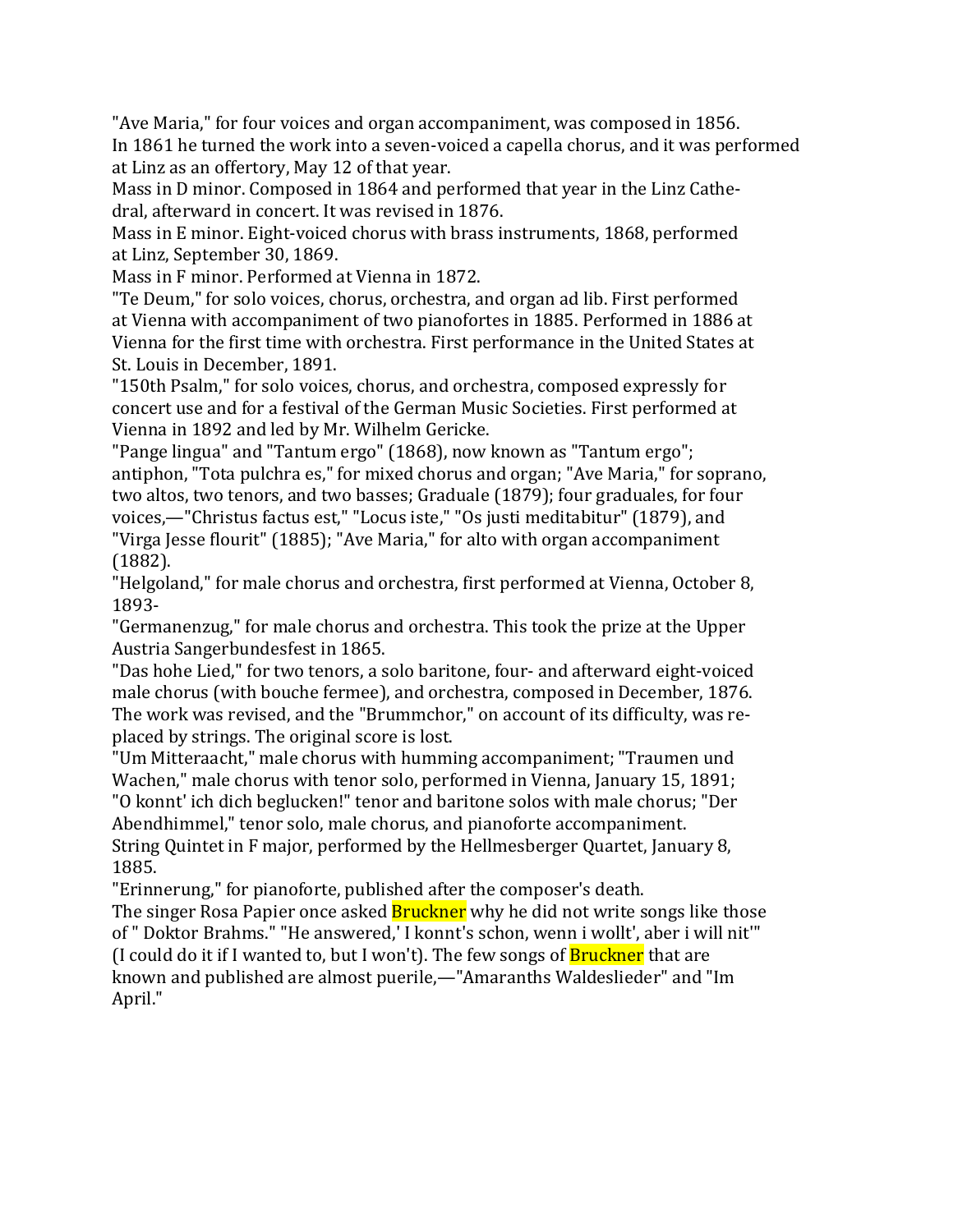"Ave Maria," for four voices and organ accompaniment, was composed in 1856. In 1861 he turned the work into a seven-voiced a capella chorus, and it was performed at Linz as an offertory, May 12 of that year.

Mass in D minor. Composed in 1864 and performed that year in the Linz Cathedral, afterward in concert. It was revised in 1876.

Mass in E minor. Eight-voiced chorus with brass instruments, 1868, performed at Linz, September 30, 1869.

Mass in F minor. Performed at Vienna in 1872.

"Te Deum," for solo voices, chorus, orchestra, and organ ad lib. First performed at Vienna with accompaniment of two pianofortes in 1885. Performed in 1886 at Vienna for the first time with orchestra. First performance in the United States at St. Louis in December, 1891.

"150th Psalm," for solo voices, chorus, and orchestra, composed expressly for concert use and for a festival of the German Music Societies. First performed at Vienna in 1892 and led by Mr. Wilhelm Gericke.

"Pange lingua" and "Tantum ergo" (1868), now known as "Tantum ergo"; antiphon, "Tota pulchra es," for mixed chorus and organ; "Ave Maria," for soprano, two altos, two tenors, and two basses; Graduale (1879); four graduales, for four voices,—"Christus factus est," "Locus iste," "Os justi meditabitur" (1879), and "Virga Jesse flourit" (1885); "Ave Maria," for alto with organ accompaniment (1882).

"Helgoland," for male chorus and orchestra, first performed at Vienna, October 8, 1893-

"Germanenzug," for male chorus and orchestra. This took the prize at the Upper Austria Sangerbundesfest in 1865.

"Das hohe Lied," for two tenors, a solo baritone, four- and afterward eight-voiced male chorus (with bouche fermee), and orchestra, composed in December, 1876. The work was revised, and the "Brummchor," on account of its difficulty, was replaced by strings. The original score is lost.

"Um Mitteraacht," male chorus with humming accompaniment; "Traumen und Wachen," male chorus with tenor solo, performed in Vienna, January 15, 1891; "O konnt' ich dich beglucken!" tenor and baritone solos with male chorus; "Der Abendhimmel," tenor solo, male chorus, and pianoforte accompaniment.

String Quintet in F major, performed by the Hellmesberger Quartet, January 8, 1885.

"Erinnerung," for pianoforte, published after the composer's death.

The singer Rosa Papier once asked Bruckner why he did not write songs like those of " Doktor Brahms." "He answered,' I konnt's schon, wenn i wollt', aber i will nit'" (I could do it if I wanted to, but I won't). The few songs of Bruckner that are known and published are almost puerile,—"Amaranths Waldeslieder" and "Im April."